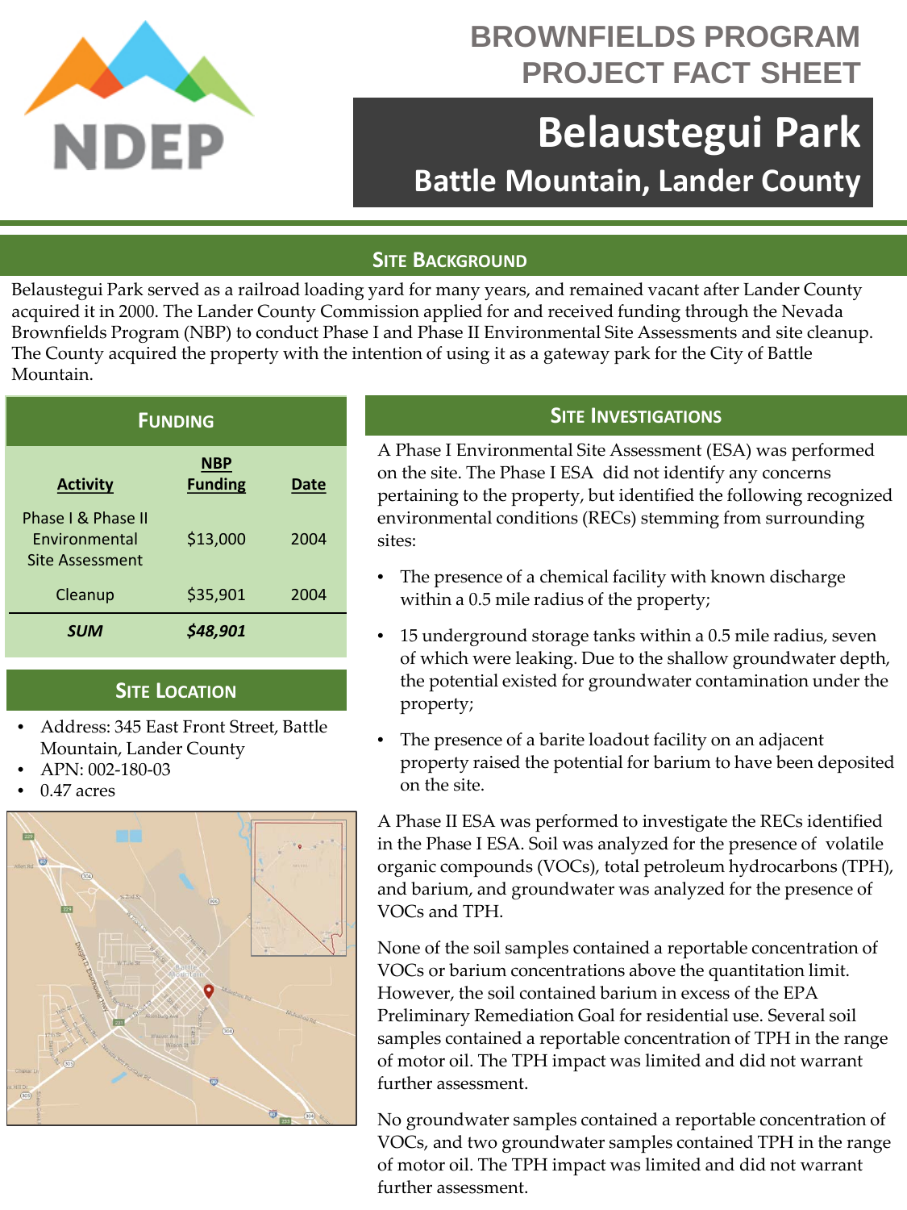# BROWNFIELDS PROGRAM PROJECT FACT SHEET

# Belaustegui Park

## Battle Mountain, Lander County

## Site Background

Belaustegui Park served as a railroad loading yard for many years, and remained vacant after Lander County acquired it in 2000. The Lander County Commission applied for and received funding through the Nevada Brownfields Program (NBP) to conduct Phase I and Phase II Environmental Site Assessments and site cleanup. The County acquired the property with the intention of using it as a gateway park for the City of Battle Mountain.

## Funding

| Activity | NBP Funding | Date |
|---|---|---|
| Phase I & Phase II Environmental Site Assessment | $13,000 | 2004 |
| Cleanup | $35,901 | 2004 |
| ***SUM*** | ***$48,901*** | |

## Site Location

- Address: 345 East Front Street, Battle Mountain, Lander County
- APN: 002-180-03
- 0.47 acres

## Site Investigations

A Phase I Environmental Site Assessment (ESA) was performed on the site. The Phase I ESA did not identify any concerns pertaining to the property, but identified the following recognized environmental conditions (RECs) stemming from surrounding sites:

- The presence of a chemical facility with known discharge within a 0.5 mile radius of the property;
- 15 underground storage tanks within a 0.5 mile radius, seven of which were leaking. Due to the shallow groundwater depth, the potential existed for groundwater contamination under the property;
- The presence of a barite loadout facility on an adjacent property raised the potential for barium to have been deposited on the site.

A Phase II ESA was performed to investigate the RECs identified in the Phase I ESA. Soil was analyzed for the presence of volatile organic compounds (VOCs), total petroleum hydrocarbons (TPH), and barium, and groundwater was analyzed for the presence of VOCs and TPH.

None of the soil samples contained a reportable concentration of VOCs or barium concentrations above the quantitation limit. However, the soil contained barium in excess of the EPA Preliminary Remediation Goal for residential use. Several soil samples contained a reportable concentration of TPH in the range of motor oil. The TPH impact was limited and did not warrant further assessment.

No groundwater samples contained a reportable concentration of VOCs, and two groundwater samples contained TPH in the range of motor oil. The TPH impact was limited and did not warrant further assessment.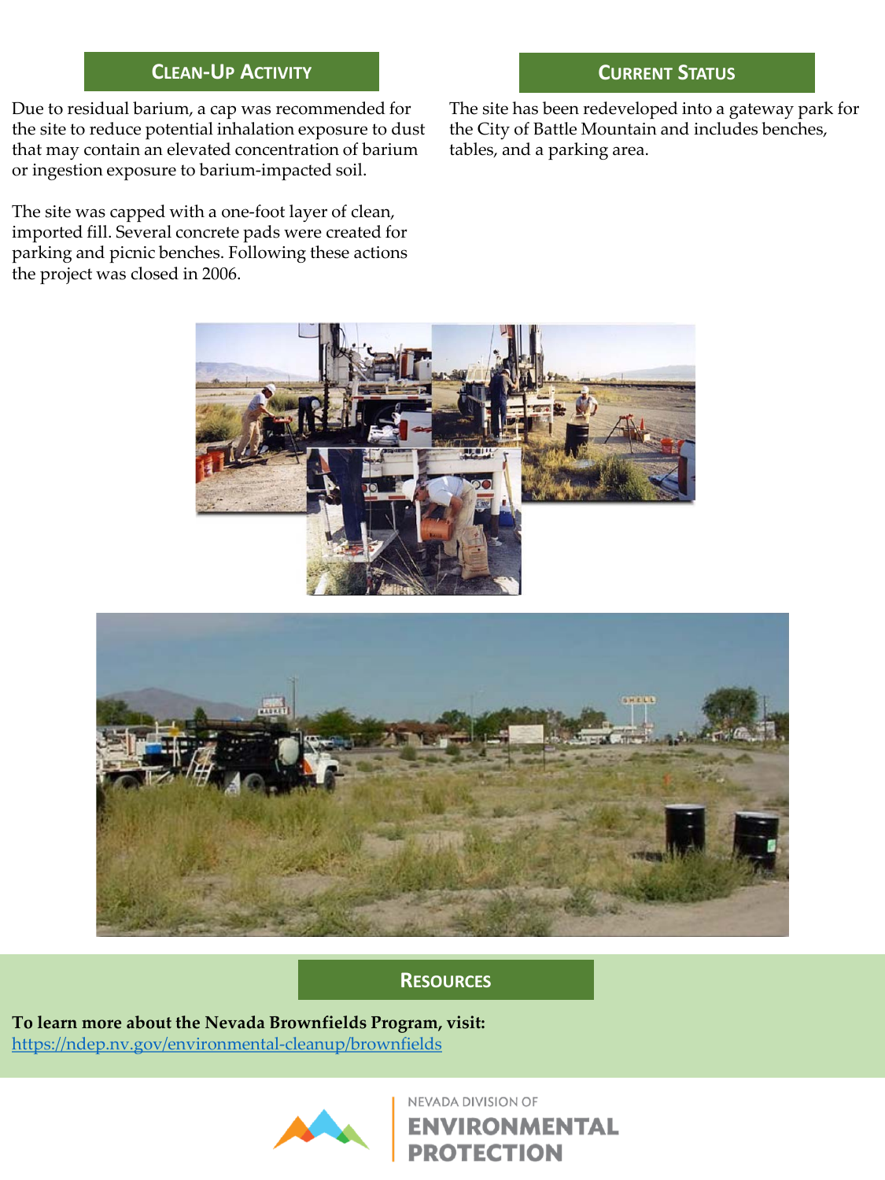## Clean-Up Activity

Due to residual barium, a cap was recommended for the site to reduce potential inhalation exposure to dust that may contain an elevated concentration of barium or ingestion exposure to barium-impacted soil.

The site was capped with a one-foot layer of clean, imported fill. Several concrete pads were created for parking and picnic benches. Following these actions the project was closed in 2006.

## Current Status

The site has been redeveloped into a gateway park for the City of Battle Mountain and includes benches, tables, and a parking area.

## Resources

**To learn more about the Nevada Brownfields Program, visit:**
[https://ndep.nv.gov/environmental-cleanup/brownfields](https://ndep.nv.gov/environmental-cleanup/brownfields)

NEVADA DIVISION OF
ENVIRONMENTAL PROTECTION